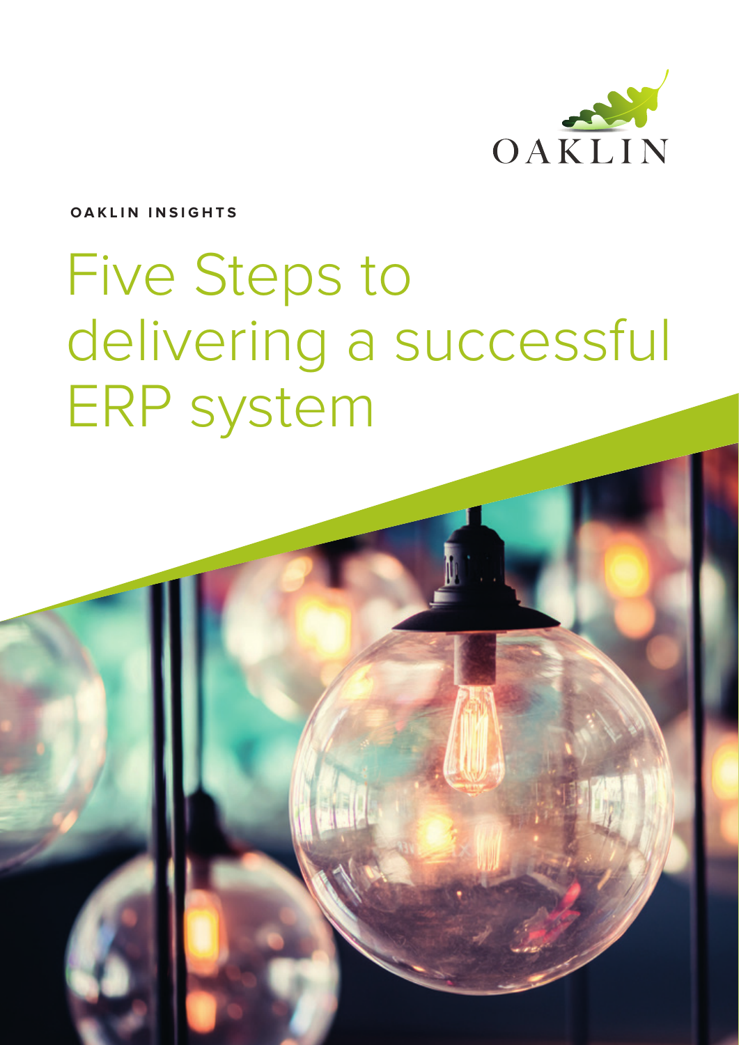OAKLIN

**OAKLIN INSIGHTS**

# Five Steps to delivering a successful ERP system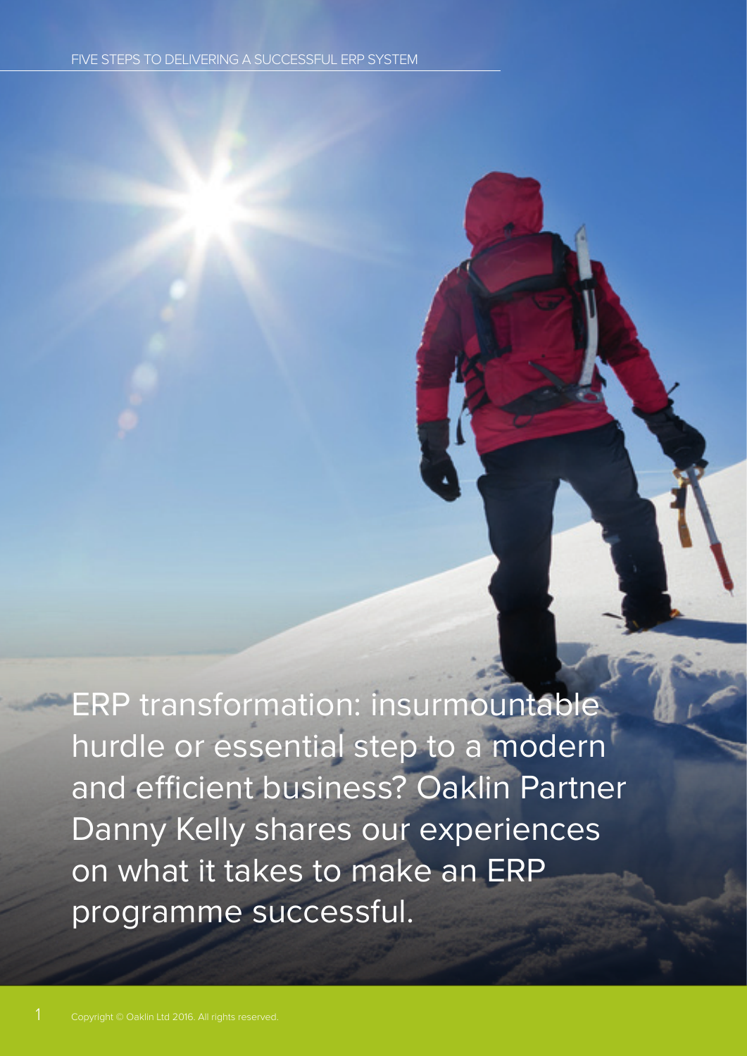ERP transformation: insurmountable hurdle or essential step to a modern and efficient business? Oaklin Partner Danny Kelly shares our experiences on what it takes to make an ERP programme successful.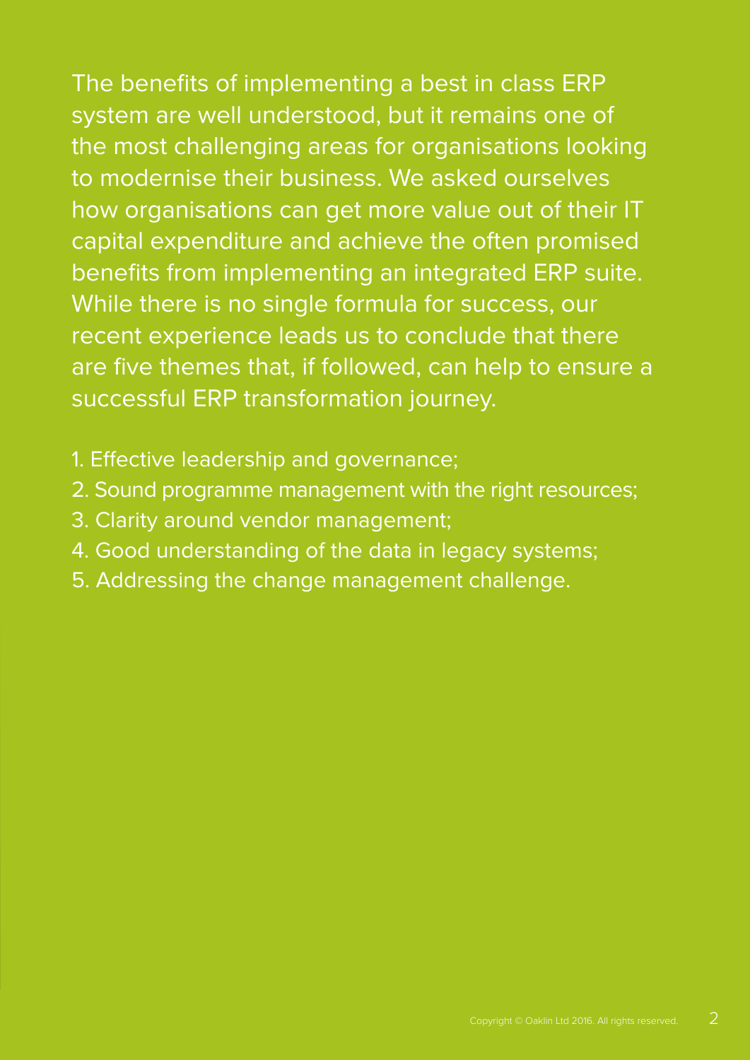The benefits of implementing a best in class ERP system are well understood, but it remains one of the most challenging areas for organisations looking to modernise their business. We asked ourselves how organisations can get more value out of their IT capital expenditure and achieve the often promised benefits from implementing an integrated ERP suite. While there is no single formula for success, our recent experience leads us to conclude that there are five themes that, if followed, can help to ensure a successful ERP transformation journey.

1. Effective leadership and governance;
2. Sound programme management with the right resources;
3. Clarity around vendor management;
4. Good understanding of the data in legacy systems;
5. Addressing the change management challenge.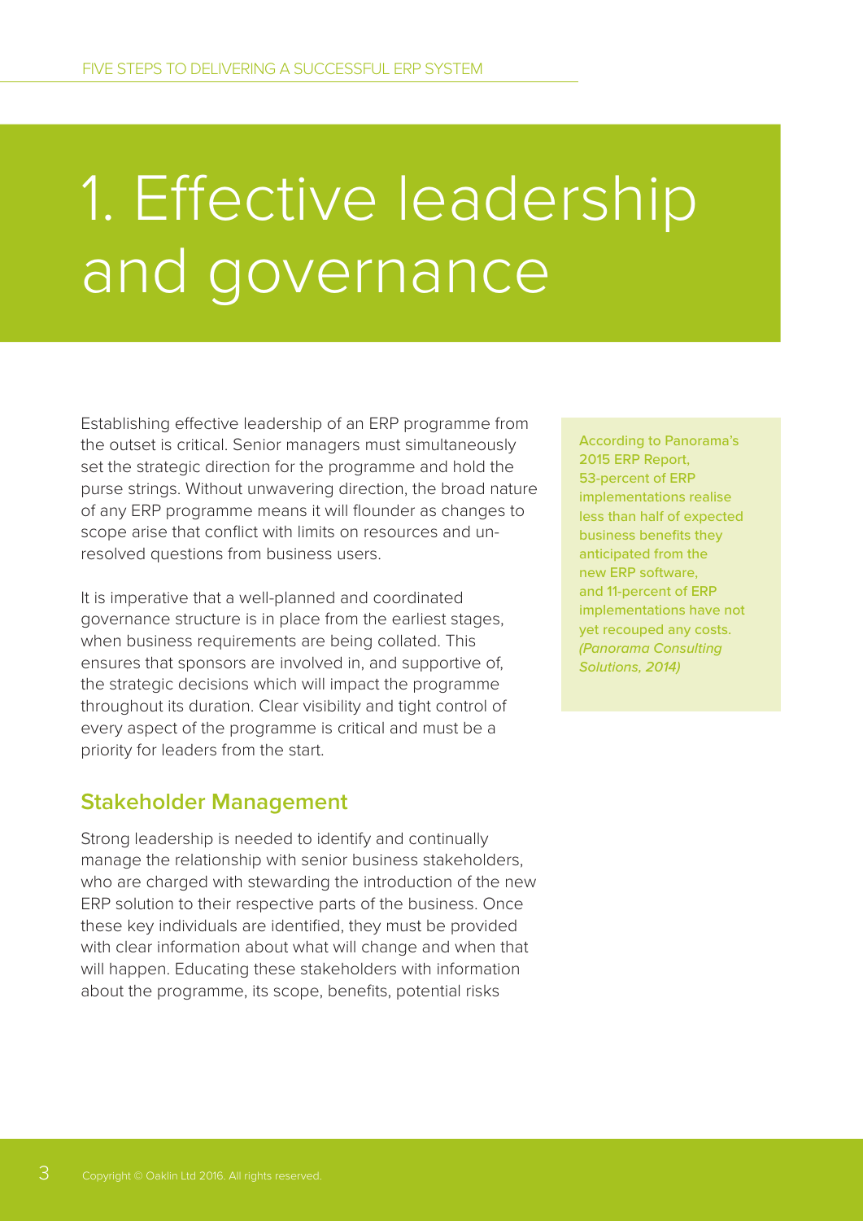# 1. Effective leadership and governance

Establishing effective leadership of an ERP programme from the outset is critical. Senior managers must simultaneously set the strategic direction for the programme and hold the purse strings. Without unwavering direction, the broad nature of any ERP programme means it will flounder as changes to scope arise that conflict with limits on resources and un-resolved questions from business users.

It is imperative that a well-planned and coordinated governance structure is in place from the earliest stages, when business requirements are being collated. This ensures that sponsors are involved in, and supportive of, the strategic decisions which will impact the programme throughout its duration. Clear visibility and tight control of every aspect of the programme is critical and must be a priority for leaders from the start.

According to Panorama's 2015 ERP Report, 53-percent of ERP implementations realise less than half of expected business benefits they anticipated from the new ERP software, and 11-percent of ERP implementations have not yet recouped any costs. *(Panorama Consulting Solutions, 2014)*

## Stakeholder Management

Strong leadership is needed to identify and continually manage the relationship with senior business stakeholders, who are charged with stewarding the introduction of the new ERP solution to their respective parts of the business. Once these key individuals are identified, they must be provided with clear information about what will change and when that will happen. Educating these stakeholders with information about the programme, its scope, benefits, potential risks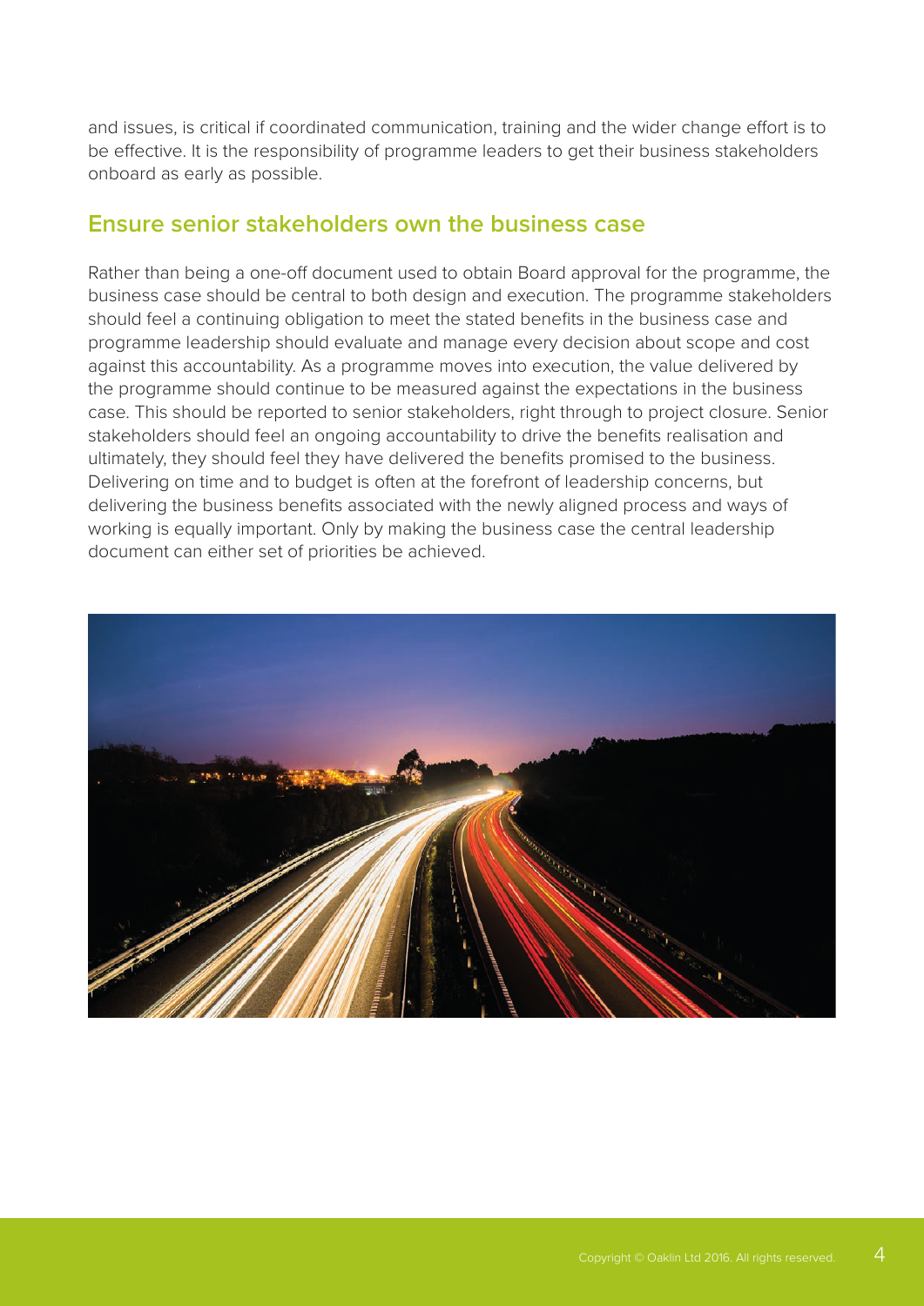and issues, is critical if coordinated communication, training and the wider change effort is to be effective. It is the responsibility of programme leaders to get their business stakeholders onboard as early as possible.

## Ensure senior stakeholders own the business case

Rather than being a one-off document used to obtain Board approval for the programme, the business case should be central to both design and execution. The programme stakeholders should feel a continuing obligation to meet the stated benefits in the business case and programme leadership should evaluate and manage every decision about scope and cost against this accountability. As a programme moves into execution, the value delivered by the programme should continue to be measured against the expectations in the business case. This should be reported to senior stakeholders, right through to project closure. Senior stakeholders should feel an ongoing accountability to drive the benefits realisation and ultimately, they should feel they have delivered the benefits promised to the business. Delivering on time and to budget is often at the forefront of leadership concerns, but delivering the business benefits associated with the newly aligned process and ways of working is equally important. Only by making the business case the central leadership document can either set of priorities be achieved.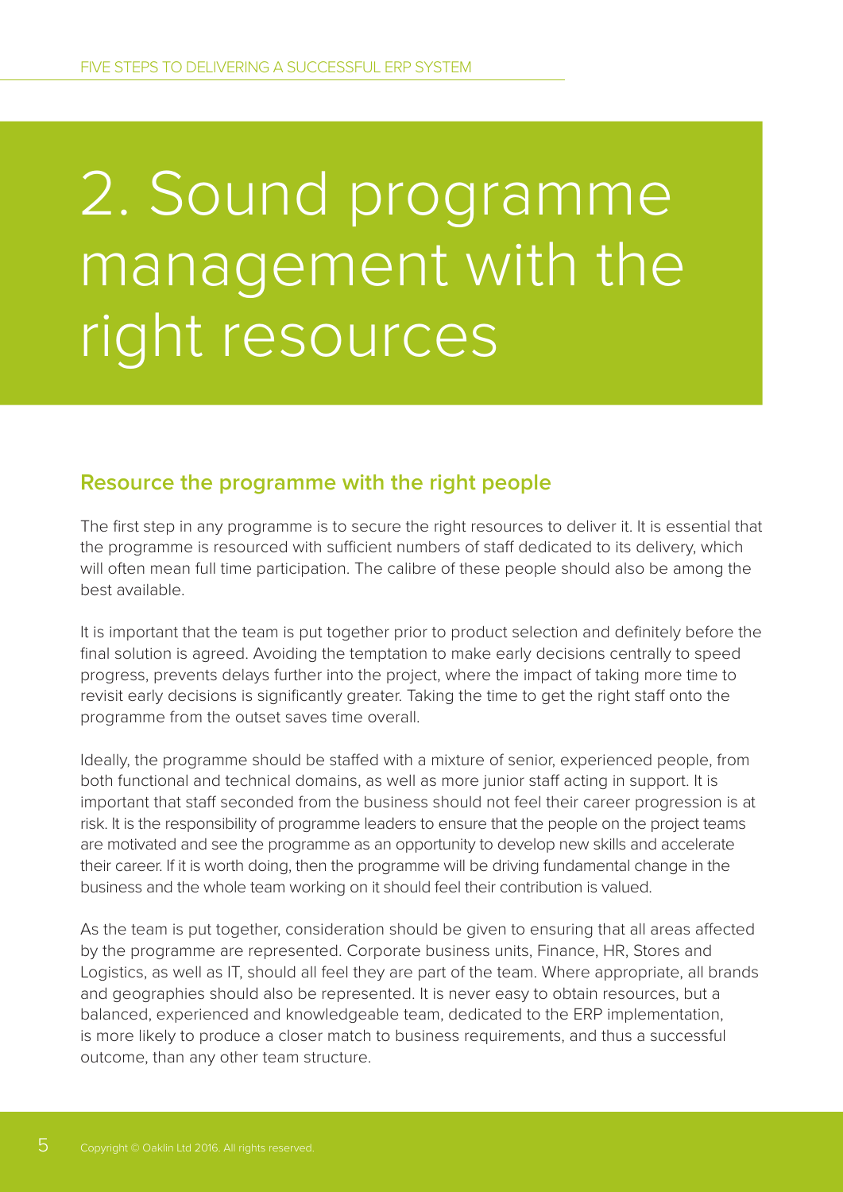# 2. Sound programme management with the right resources

## Resource the programme with the right people

The first step in any programme is to secure the right resources to deliver it. It is essential that the programme is resourced with sufficient numbers of staff dedicated to its delivery, which will often mean full time participation. The calibre of these people should also be among the best available.

It is important that the team is put together prior to product selection and definitely before the final solution is agreed. Avoiding the temptation to make early decisions centrally to speed progress, prevents delays further into the project, where the impact of taking more time to revisit early decisions is significantly greater. Taking the time to get the right staff onto the programme from the outset saves time overall.

Ideally, the programme should be staffed with a mixture of senior, experienced people, from both functional and technical domains, as well as more junior staff acting in support. It is important that staff seconded from the business should not feel their career progression is at risk. It is the responsibility of programme leaders to ensure that the people on the project teams are motivated and see the programme as an opportunity to develop new skills and accelerate their career. If it is worth doing, then the programme will be driving fundamental change in the business and the whole team working on it should feel their contribution is valued.

As the team is put together, consideration should be given to ensuring that all areas affected by the programme are represented. Corporate business units, Finance, HR, Stores and Logistics, as well as IT, should all feel they are part of the team. Where appropriate, all brands and geographies should also be represented. It is never easy to obtain resources, but a balanced, experienced and knowledgeable team, dedicated to the ERP implementation, is more likely to produce a closer match to business requirements, and thus a successful outcome, than any other team structure.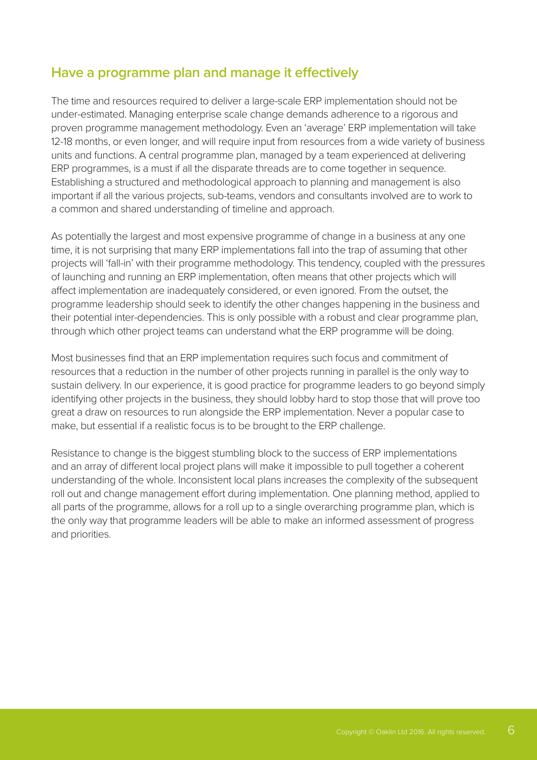## Have a programme plan and manage it effectively

The time and resources required to deliver a large-scale ERP implementation should not be under-estimated. Managing enterprise scale change demands adherence to a rigorous and proven programme management methodology. Even an 'average' ERP implementation will take 12-18 months, or even longer, and will require input from resources from a wide variety of business units and functions. A central programme plan, managed by a team experienced at delivering ERP programmes, is a must if all the disparate threads are to come together in sequence. Establishing a structured and methodological approach to planning and management is also important if all the various projects, sub-teams, vendors and consultants involved are to work to a common and shared understanding of timeline and approach.

As potentially the largest and most expensive programme of change in a business at any one time, it is not surprising that many ERP implementations fall into the trap of assuming that other projects will 'fall-in' with their programme methodology. This tendency, coupled with the pressures of launching and running an ERP implementation, often means that other projects which will affect implementation are inadequately considered, or even ignored. From the outset, the programme leadership should seek to identify the other changes happening in the business and their potential inter-dependencies. This is only possible with a robust and clear programme plan, through which other project teams can understand what the ERP programme will be doing.

Most businesses find that an ERP implementation requires such focus and commitment of resources that a reduction in the number of other projects running in parallel is the only way to sustain delivery. In our experience, it is good practice for programme leaders to go beyond simply identifying other projects in the business, they should lobby hard to stop those that will prove too great a draw on resources to run alongside the ERP implementation. Never a popular case to make, but essential if a realistic focus is to be brought to the ERP challenge.

Resistance to change is the biggest stumbling block to the success of ERP implementations and an array of different local project plans will make it impossible to pull together a coherent understanding of the whole. Inconsistent local plans increases the complexity of the subsequent roll out and change management effort during implementation. One planning method, applied to all parts of the programme, allows for a roll up to a single overarching programme plan, which is the only way that programme leaders will be able to make an informed assessment of progress and priorities.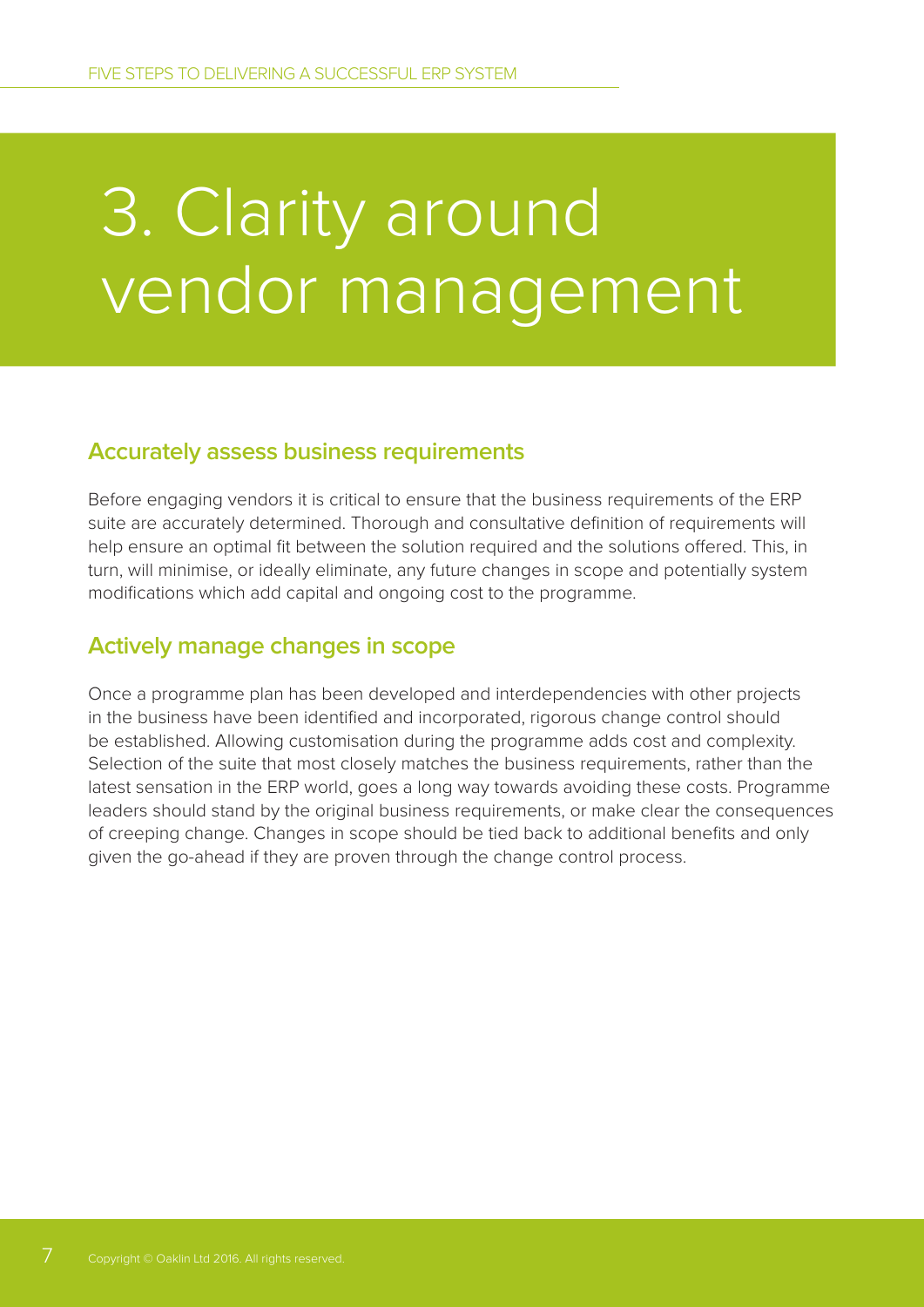# 3. Clarity around vendor management

## Accurately assess business requirements

Before engaging vendors it is critical to ensure that the business requirements of the ERP suite are accurately determined. Thorough and consultative definition of requirements will help ensure an optimal fit between the solution required and the solutions offered. This, in turn, will minimise, or ideally eliminate, any future changes in scope and potentially system modifications which add capital and ongoing cost to the programme.

## Actively manage changes in scope

Once a programme plan has been developed and interdependencies with other projects in the business have been identified and incorporated, rigorous change control should be established. Allowing customisation during the programme adds cost and complexity. Selection of the suite that most closely matches the business requirements, rather than the latest sensation in the ERP world, goes a long way towards avoiding these costs. Programme leaders should stand by the original business requirements, or make clear the consequences of creeping change. Changes in scope should be tied back to additional benefits and only given the go-ahead if they are proven through the change control process.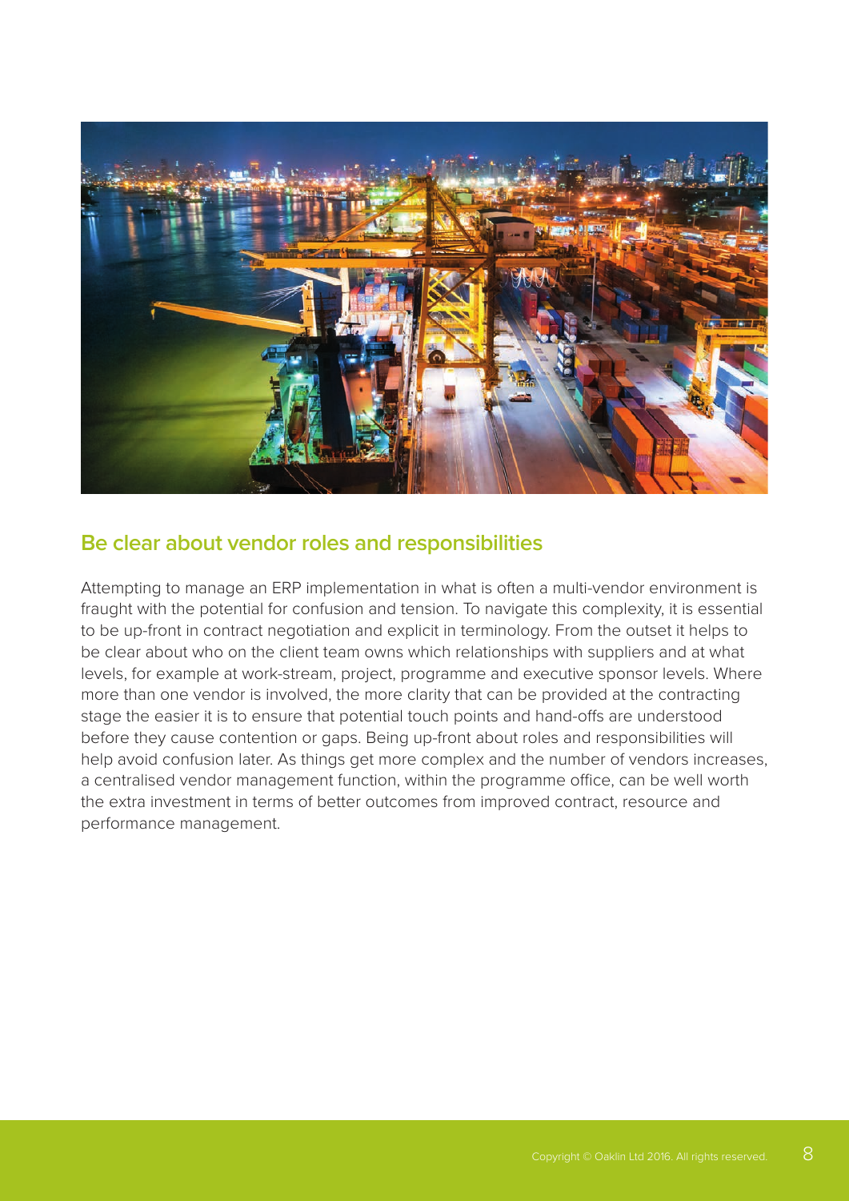## Be clear about vendor roles and responsibilities

Attempting to manage an ERP implementation in what is often a multi-vendor environment is fraught with the potential for confusion and tension. To navigate this complexity, it is essential to be up-front in contract negotiation and explicit in terminology. From the outset it helps to be clear about who on the client team owns which relationships with suppliers and at what levels, for example at work-stream, project, programme and executive sponsor levels. Where more than one vendor is involved, the more clarity that can be provided at the contracting stage the easier it is to ensure that potential touch points and hand-offs are understood before they cause contention or gaps. Being up-front about roles and responsibilities will help avoid confusion later. As things get more complex and the number of vendors increases, a centralised vendor management function, within the programme office, can be well worth the extra investment in terms of better outcomes from improved contract, resource and performance management.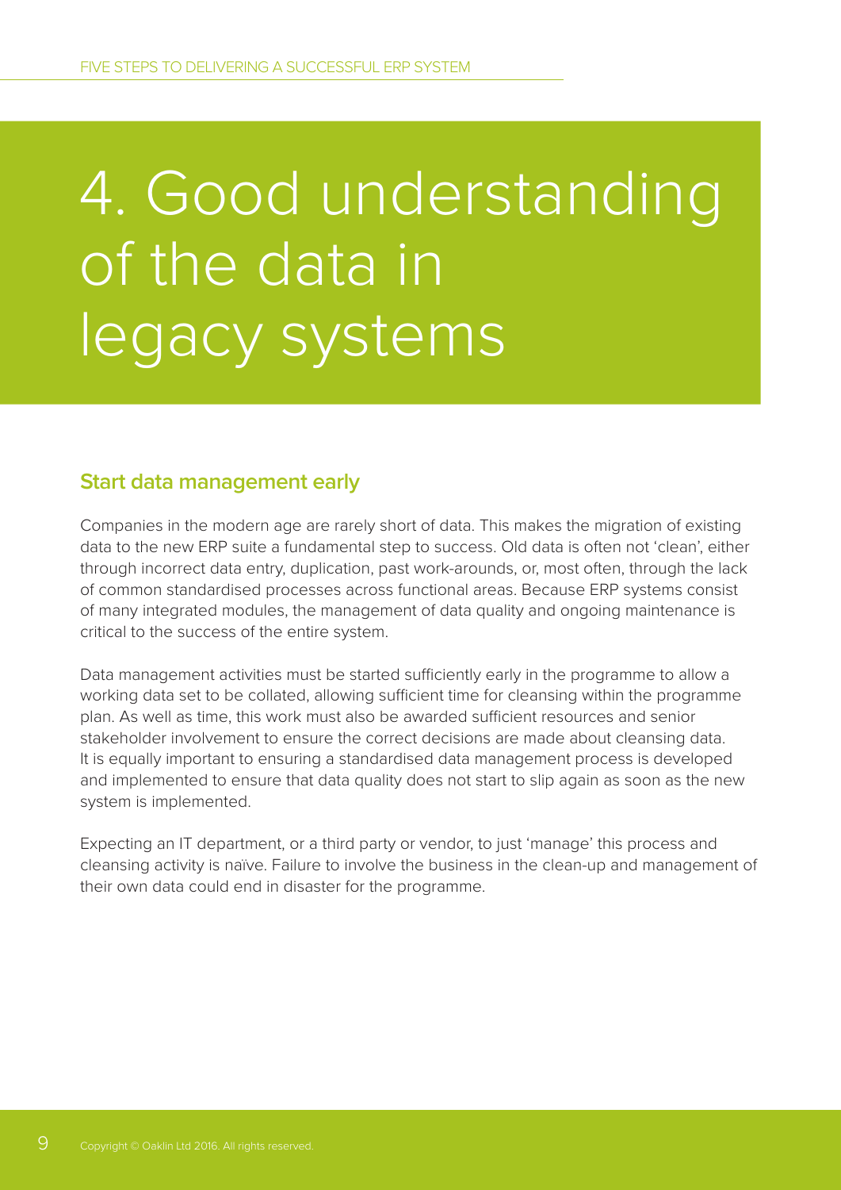# 4. Good understanding of the data in legacy systems

## Start data management early

Companies in the modern age are rarely short of data. This makes the migration of existing data to the new ERP suite a fundamental step to success. Old data is often not 'clean', either through incorrect data entry, duplication, past work-arounds, or, most often, through the lack of common standardised processes across functional areas. Because ERP systems consist of many integrated modules, the management of data quality and ongoing maintenance is critical to the success of the entire system.

Data management activities must be started sufficiently early in the programme to allow a working data set to be collated, allowing sufficient time for cleansing within the programme plan. As well as time, this work must also be awarded sufficient resources and senior stakeholder involvement to ensure the correct decisions are made about cleansing data. It is equally important to ensuring a standardised data management process is developed and implemented to ensure that data quality does not start to slip again as soon as the new system is implemented.

Expecting an IT department, or a third party or vendor, to just 'manage' this process and cleansing activity is naïve. Failure to involve the business in the clean-up and management of their own data could end in disaster for the programme.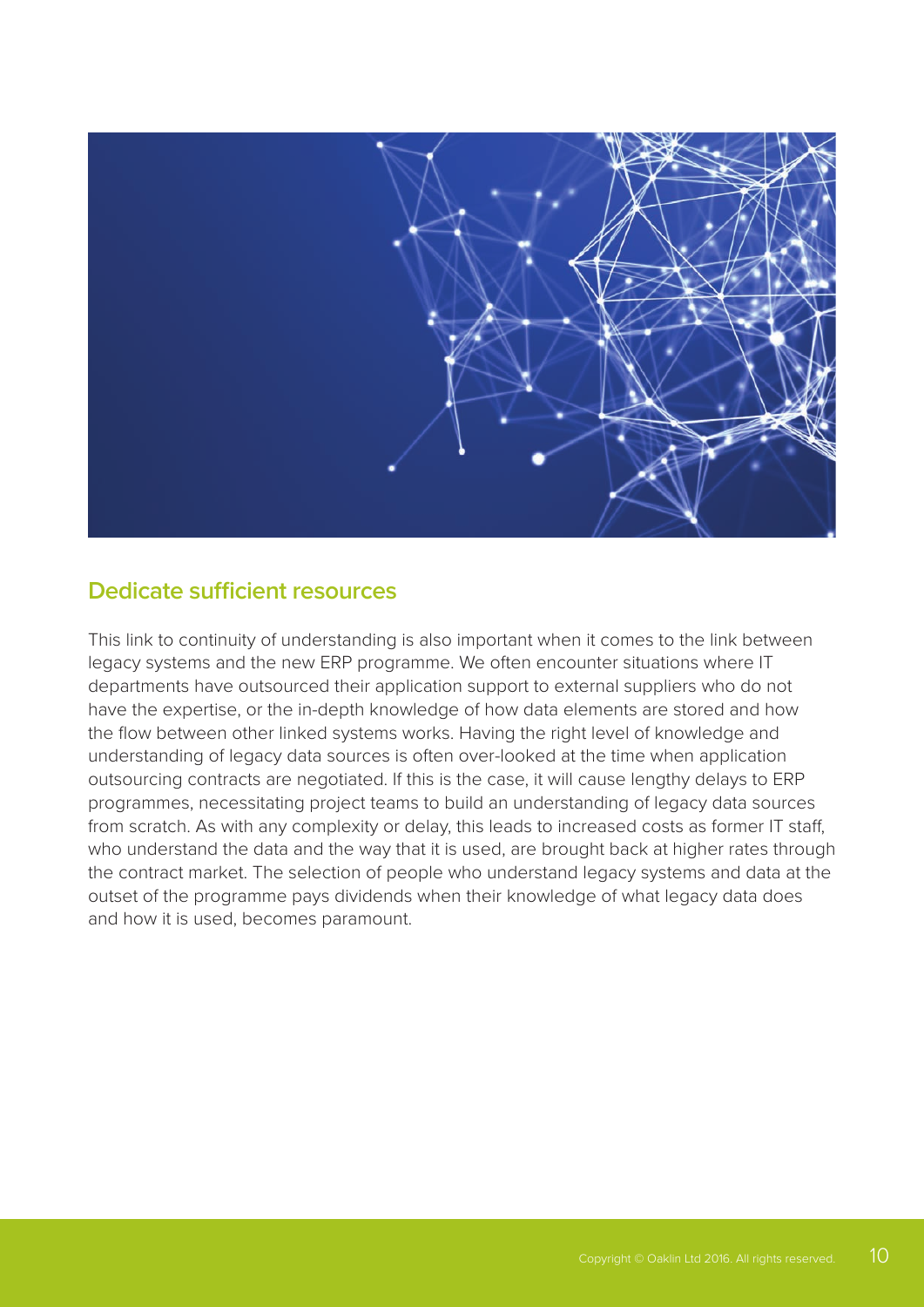## Dedicate sufficient resources

This link to continuity of understanding is also important when it comes to the link between legacy systems and the new ERP programme. We often encounter situations where IT departments have outsourced their application support to external suppliers who do not have the expertise, or the in-depth knowledge of how data elements are stored and how the flow between other linked systems works. Having the right level of knowledge and understanding of legacy data sources is often over-looked at the time when application outsourcing contracts are negotiated. If this is the case, it will cause lengthy delays to ERP programmes, necessitating project teams to build an understanding of legacy data sources from scratch. As with any complexity or delay, this leads to increased costs as former IT staff, who understand the data and the way that it is used, are brought back at higher rates through the contract market. The selection of people who understand legacy systems and data at the outset of the programme pays dividends when their knowledge of what legacy data does and how it is used, becomes paramount.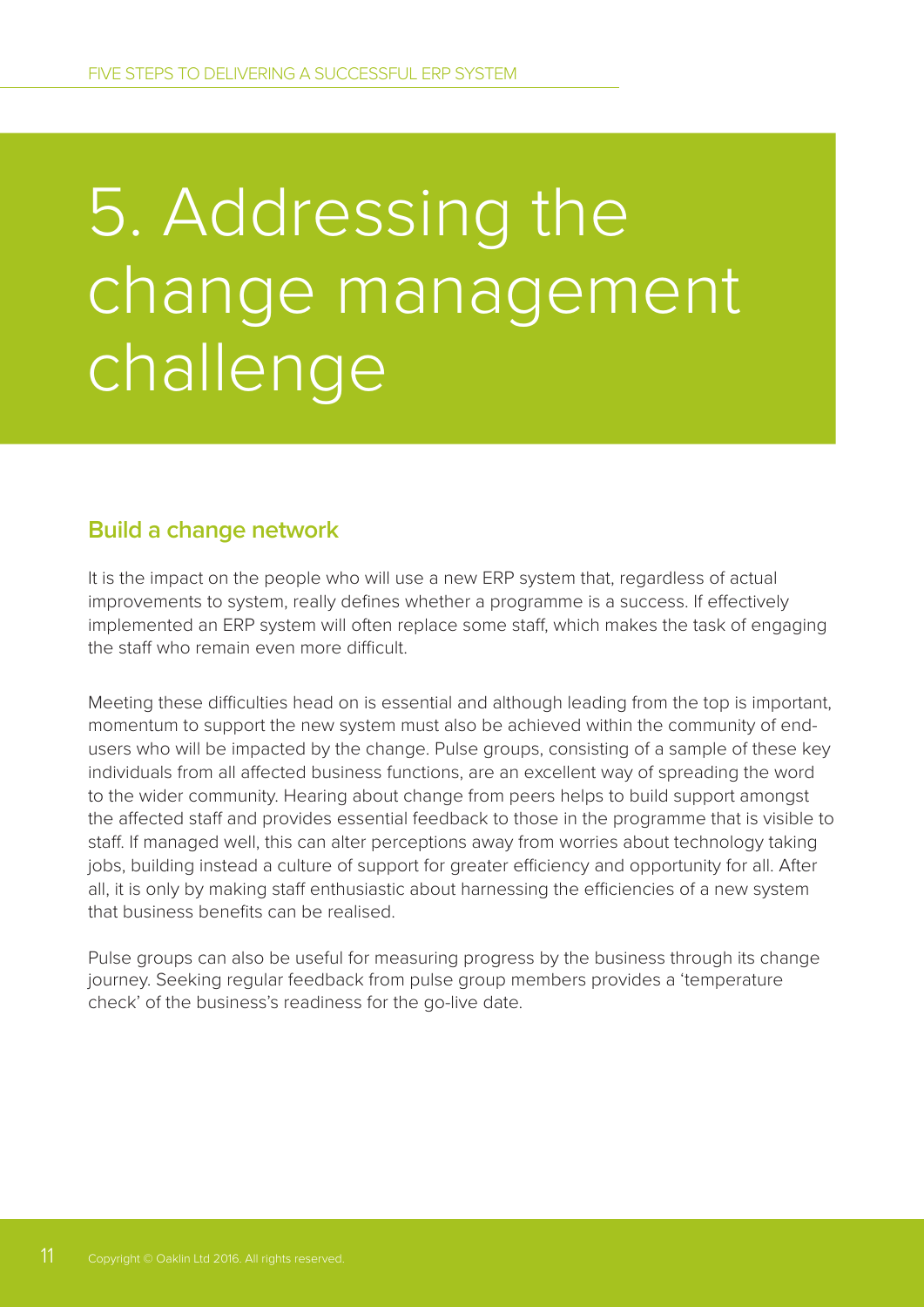# 5. Addressing the change management challenge

## Build a change network

It is the impact on the people who will use a new ERP system that, regardless of actual improvements to system, really defines whether a programme is a success. If effectively implemented an ERP system will often replace some staff, which makes the task of engaging the staff who remain even more difficult.

Meeting these difficulties head on is essential and although leading from the top is important, momentum to support the new system must also be achieved within the community of end-users who will be impacted by the change. Pulse groups, consisting of a sample of these key individuals from all affected business functions, are an excellent way of spreading the word to the wider community. Hearing about change from peers helps to build support amongst the affected staff and provides essential feedback to those in the programme that is visible to staff. If managed well, this can alter perceptions away from worries about technology taking jobs, building instead a culture of support for greater efficiency and opportunity for all. After all, it is only by making staff enthusiastic about harnessing the efficiencies of a new system that business benefits can be realised.

Pulse groups can also be useful for measuring progress by the business through its change journey. Seeking regular feedback from pulse group members provides a 'temperature check' of the business's readiness for the go-live date.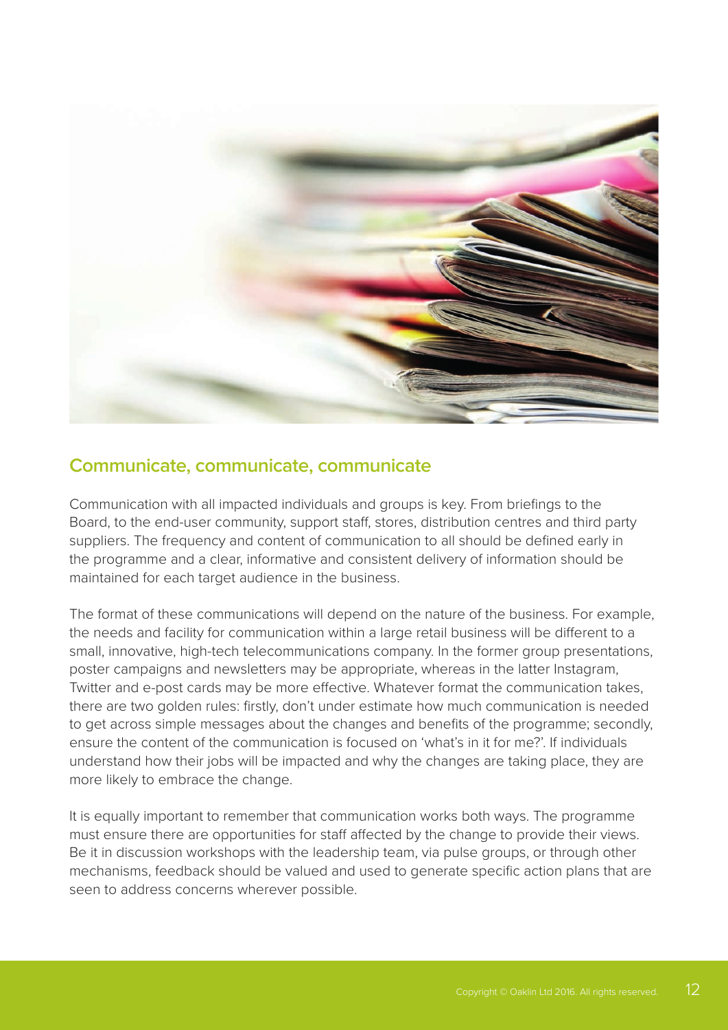## Communicate, communicate, communicate

Communication with all impacted individuals and groups is key. From briefings to the Board, to the end-user community, support staff, stores, distribution centres and third party suppliers. The frequency and content of communication to all should be defined early in the programme and a clear, informative and consistent delivery of information should be maintained for each target audience in the business.

The format of these communications will depend on the nature of the business. For example, the needs and facility for communication within a large retail business will be different to a small, innovative, high-tech telecommunications company. In the former group presentations, poster campaigns and newsletters may be appropriate, whereas in the latter Instagram, Twitter and e-post cards may be more effective. Whatever format the communication takes, there are two golden rules: firstly, don't under estimate how much communication is needed to get across simple messages about the changes and benefits of the programme; secondly, ensure the content of the communication is focused on 'what's in it for me?'. If individuals understand how their jobs will be impacted and why the changes are taking place, they are more likely to embrace the change.

It is equally important to remember that communication works both ways. The programme must ensure there are opportunities for staff affected by the change to provide their views. Be it in discussion workshops with the leadership team, via pulse groups, or through other mechanisms, feedback should be valued and used to generate specific action plans that are seen to address concerns wherever possible.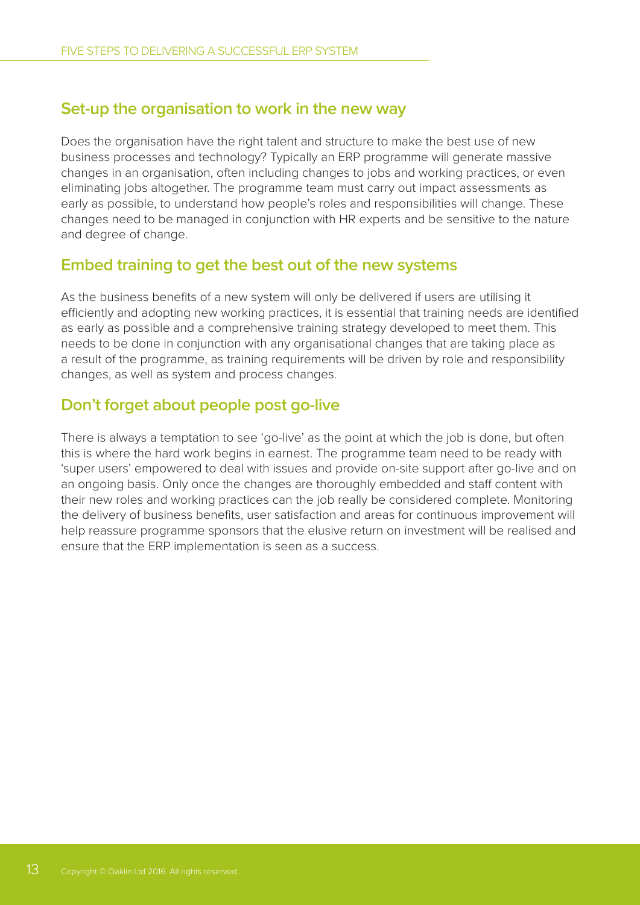## Set-up the organisation to work in the new way

Does the organisation have the right talent and structure to make the best use of new business processes and technology? Typically an ERP programme will generate massive changes in an organisation, often including changes to jobs and working practices, or even eliminating jobs altogether. The programme team must carry out impact assessments as early as possible, to understand how people's roles and responsibilities will change. These changes need to be managed in conjunction with HR experts and be sensitive to the nature and degree of change.

## Embed training to get the best out of the new systems

As the business benefits of a new system will only be delivered if users are utilising it efficiently and adopting new working practices, it is essential that training needs are identified as early as possible and a comprehensive training strategy developed to meet them. This needs to be done in conjunction with any organisational changes that are taking place as a result of the programme, as training requirements will be driven by role and responsibility changes, as well as system and process changes.

## Don't forget about people post go-live

There is always a temptation to see 'go-live' as the point at which the job is done, but often this is where the hard work begins in earnest. The programme team need to be ready with 'super users' empowered to deal with issues and provide on-site support after go-live and on an ongoing basis. Only once the changes are thoroughly embedded and staff content with their new roles and working practices can the job really be considered complete. Monitoring the delivery of business benefits, user satisfaction and areas for continuous improvement will help reassure programme sponsors that the elusive return on investment will be realised and ensure that the ERP implementation is seen as a success.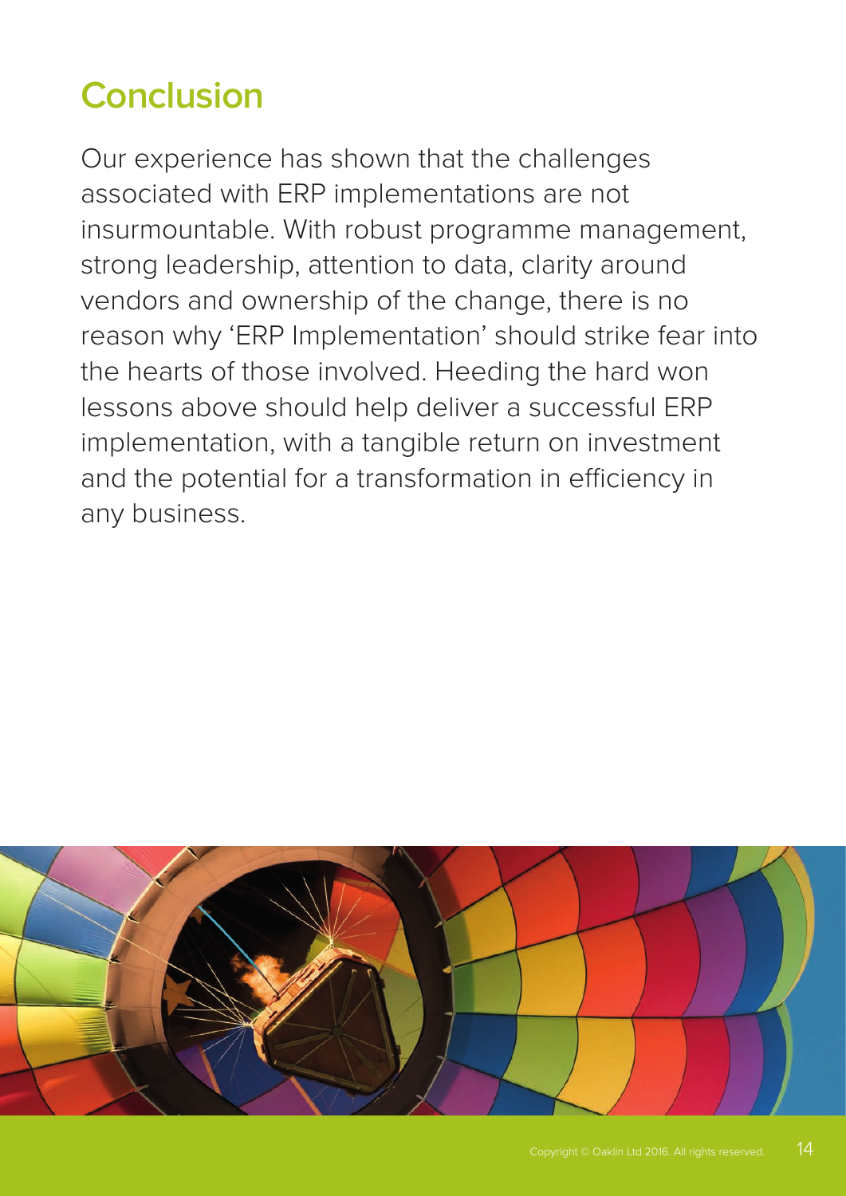## Conclusion

Our experience has shown that the challenges associated with ERP implementations are not insurmountable. With robust programme management, strong leadership, attention to data, clarity around vendors and ownership of the change, there is no reason why 'ERP Implementation' should strike fear into the hearts of those involved. Heeding the hard won lessons above should help deliver a successful ERP implementation, with a tangible return on investment and the potential for a transformation in efficiency in any business.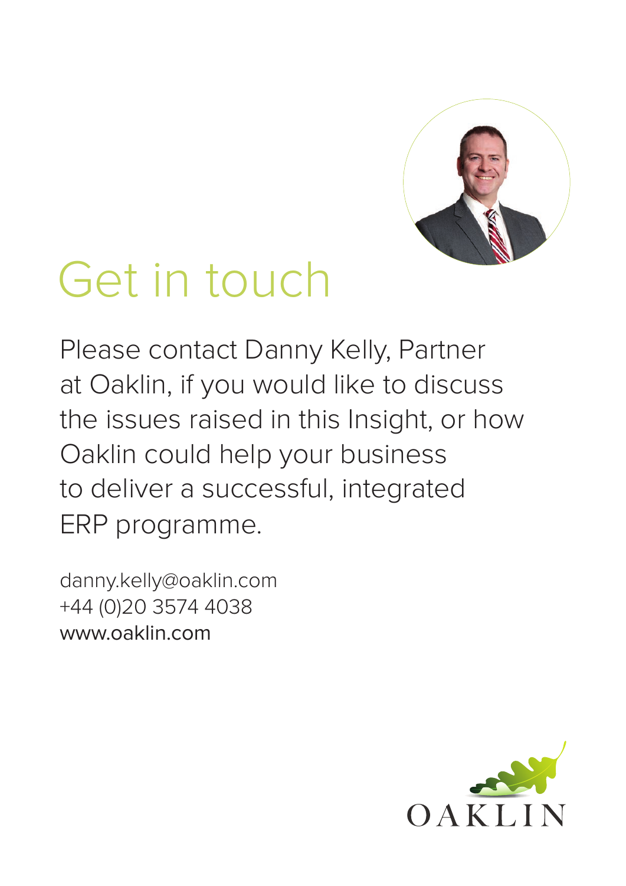# Get in touch

Please contact Danny Kelly, Partner at Oaklin, if you would like to discuss the issues raised in this Insight, or how Oaklin could help your business to deliver a successful, integrated ERP programme.

danny.kelly@oaklin.com
+44 (0)20 3574 4038
www.oaklin.com

OAKLIN